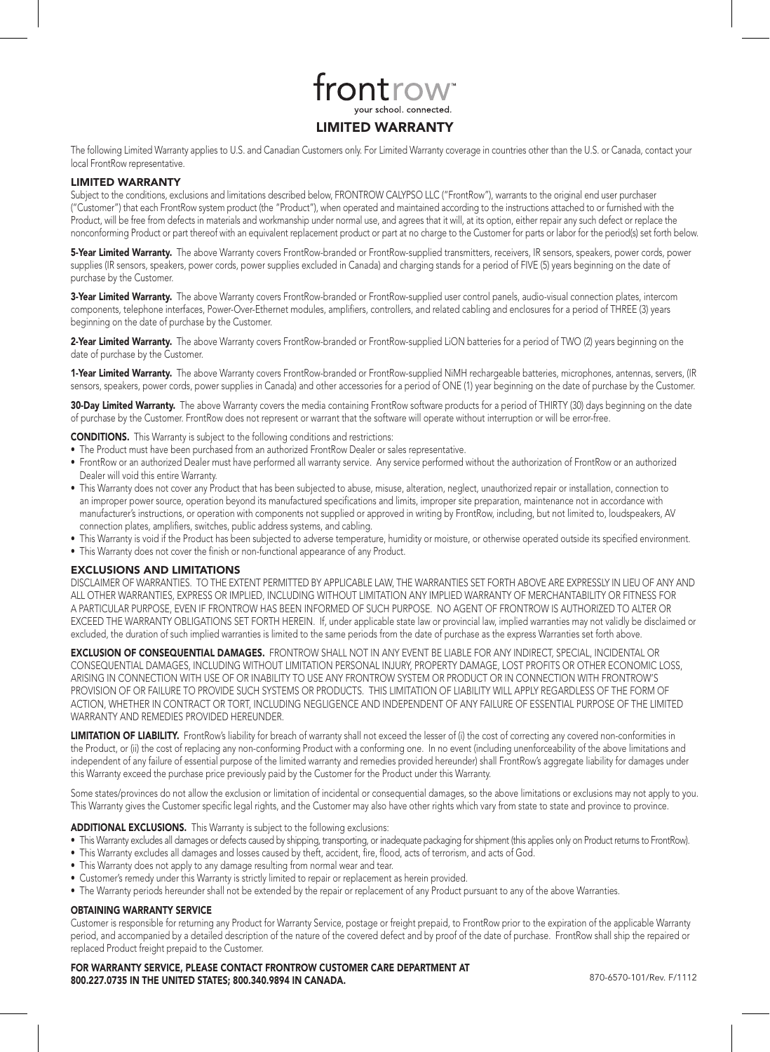# frontrow™

your school. connected.

## LIMITED WARRANTY

The following Limited Warranty applies to U.S. and Canadian Customers only. For Limited Warranty coverage in countries other than the U.S. or Canada, contact your local FrontRow representative.

### LIMITED WARRANTY

Subject to the conditions, exclusions and limitations described below, FRONTROW CALYPSO LLC ("FrontRow"), warrants to the original end user purchaser ("Customer") that each FrontRow system product (the "Product"), when operated and maintained according to the instructions attached to or furnished with the Product, will be free from defects in materials and workmanship under normal use, and agrees that it will, at its option, either repair any such defect or replace the nonconforming Product or part thereof with an equivalent replacement product or part at no charge to the Customer for parts or labor for the period(s) set forth below.

**5-Year Limited Warranty.** The above Warranty covers FrontRow-branded or FrontRow-supplied transmitters, receivers, IR sensors, speakers, power cords, power supplies (IR sensors, speakers, power cords, power supplies excluded in Canada) and charging stands for a period of FIVE (5) years beginning on the date of purchase by the Customer.

**3-Year Limited Warranty.** The above Warranty covers FrontRow-branded or FrontRow-supplied user control panels, audio-visual connection plates, intercom components, telephone interfaces, Power-Over-Ethernet modules, amplifiers, controllers, and related cabling and enclosures for a period of THREE (3) years beginning on the date of purchase by the Customer.

**2-Year Limited Warranty.** The above Warranty covers FrontRow-branded or FrontRow-supplied LiON batteries for a period of TWO (2) years beginning on the date of purchase by the Customer.

**1-Year Limited Warranty.** The above Warranty covers FrontRow-branded or FrontRow-supplied NiMH rechargeable batteries, microphones, antennas, servers, (IR sensors, speakers, power cords, power supplies in Canada) and other accessories for a period of ONE (1) year beginning on the date of purchase by the Customer.

**30-Day Limited Warranty.** The above Warranty covers the media containing FrontRow software products for a period of THIRTY (30) days beginning on the date of purchase by the Customer. FrontRow does not represent or warrant that the software will operate without interruption or will be error-free.

**CONDITIONS.** This Warranty is subject to the following conditions and restrictions:

- The Product must have been purchased from an authorized FrontRow Dealer or sales representative.
- FrontRow or an authorized Dealer must have performed all warranty service. Any service performed without the authorization of FrontRow or an authorized Dealer will void this entire Warranty.
- This Warranty does not cover any Product that has been subjected to abuse, misuse, alteration, neglect, unauthorized repair or installation, connection to an improper power source, operation beyond its manufactured specifications and limits, improper site preparation, maintenance not in accordance with manufacturer's instructions, or operation with components not supplied or approved in writing by FrontRow, including, but not limited to, loudspeakers, AV connection plates, amplifiers, switches, public address systems, and cabling.
- This Warranty is void if the Product has been subjected to adverse temperature, humidity or moisture, or otherwise operated outside its specified environment.
- This Warranty does not cover the finish or non-functional appearance of any Product.

### EXCLUSIONS AND LIMITATIONS

DISCLAIMER OF WARRANTIES. TO THE EXTENT PERMITTED BY APPLICABLE LAW, THE WARRANTIES SET FORTH ABOVE ARE EXPRESSLY IN LIEU OF ANY AND ALL OTHER WARRANTIES, EXPRESS OR IMPLIED, INCLUDING WITHOUT LIMITATION ANY IMPLIED WARRANTY OF MERCHANTABILITY OR FITNESS FOR A PARTICULAR PURPOSE, EVEN IF FRONTROW HAS BEEN INFORMED OF SUCH PURPOSE. NO AGENT OF FRONTROW IS AUTHORIZED TO ALTER OR EXCEED THE WARRANTY OBLIGATIONS SET FORTH HEREIN. If, under applicable state law or provincial law, implied warranties may not validly be disclaimed or excluded, the duration of such implied warranties is limited to the same periods from the date of purchase as the express Warranties set forth above.

**EXCLUSION OF CONSEQUENTIAL DAMAGES.** FRONTROW SHALL NOT IN ANY EVENT BE LIABLE FOR ANY INDIRECT, SPECIAL, INCIDENTAL OR CONSEQUENTIAL DAMAGES, INCLUDING WITHOUT LIMITATION PERSONAL INJURY, PROPERTY DAMAGE, LOST PROFITS OR OTHER ECONOMIC LOSS, ARISING IN CONNECTION WITH USE OF OR INABILITY TO USE ANY FRONTROW SYSTEM OR PRODUCT OR IN CONNECTION WITH FRONTROW'S PROVISION OF OR FAILURE TO PROVIDE SUCH SYSTEMS OR PRODUCTS. THIS LIMITATION OF LIABILITY WILL APPLY REGARDLESS OF THE FORM OF ACTION, WHETHER IN CONTRACT OR TORT, INCLUDING NEGLIGENCE AND INDEPENDENT OF ANY FAILURE OF ESSENTIAL PURPOSE OF THE LIMITED WARRANTY AND REMEDIES PROVIDED HEREUNDER.

**LIMITATION OF LIABILITY.** FrontRow's liability for breach of warranty shall not exceed the lesser of (i) the cost of correcting any covered non-conformities in the Product, or (ii) the cost of replacing any non-conforming Product with a conforming one. In no event (including unenforceability of the above limitations and independent of any failure of essential purpose of the limited warranty and remedies provided hereunder) shall FrontRow's aggregate liability for damages under this Warranty exceed the purchase price previously paid by the Customer for the Product under this Warranty.

Some states/provinces do not allow the exclusion or limitation of incidental or consequential damages, so the above limitations or exclusions may not apply to you. This Warranty gives the Customer specific legal rights, and the Customer may also have other rights which vary from state to state and province to province.

**ADDITIONAL EXCLUSIONS.** This Warranty is subject to the following exclusions:

- This Warranty excludes all damages or defects caused by shipping, transporting, or inadequate packaging for shipment (this applies only on Product returns to FrontRow).
- This Warranty excludes all damages and losses caused by theft, accident, fire, flood, acts of terrorism, and acts of God.
- This Warranty does not apply to any damage resulting from normal wear and tear.
- Customer's remedy under this Warranty is strictly limited to repair or replacement as herein provided.
- The Warranty periods hereunder shall not be extended by the repair or replacement of any Product pursuant to any of the above Warranties.

### OBTAINING WARRANTY SERVICE

Customer is responsible for returning any Product for Warranty Service, postage or freight prepaid, to FrontRow prior to the expiration of the applicable Warranty period, and accompanied by a detailed description of the nature of the covered defect and by proof of the date of purchase. FrontRow shall ship the repaired or replaced Product freight prepaid to the Customer.

**FOR WARRANTY SERVICE, PLEASE CONTACT FRONTROW CUSTOMER CARE DEPARTMENT AT 800.227.0735 IN THE UNITED STATES; 800.340.9894 IN CANADA.**

870-6570-101/Rev. F/1112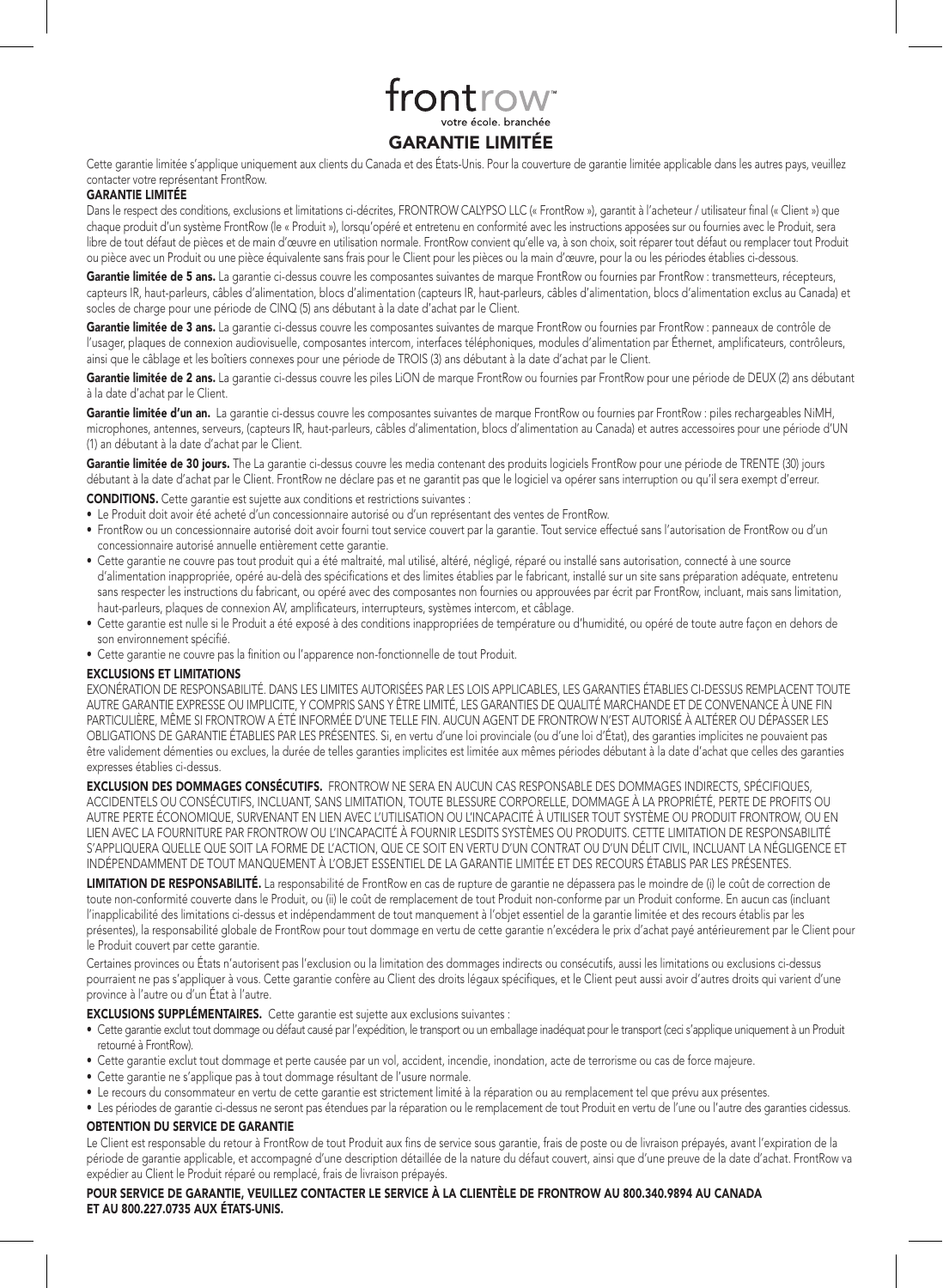frontrow™

votre école. branchée

# GARANTIE LIMITÉE

Cette garantie limitée s'applique uniquement aux clients du Canada et des États-Unis. Pour la couverture de garantie limitée applicable dans les autres pays, veuillez contacter votre représentant FrontRow.

**GARANTIE LIMITÉE**

Dans le respect des conditions, exclusions et limitations ci-décrites, FRONTROW CALYPSO LLC (« FrontRow »), garantit à l'acheteur / utilisateur final (« Client ») que chaque produit d'un système FrontRow (le « Produit »), lorsqu'opéré et entretenu en conformité avec les instructions apposées sur ou fournies avec le Produit, sera libre de tout défaut de pièces et de main d'œuvre en utilisation normale. FrontRow convient qu'elle va, à son choix, soit réparer tout défaut ou remplacer tout Produit ou pièce avec un Produit ou une pièce équivalente sans frais pour le Client pour les pièces ou la main d'œuvre, pour la ou les périodes établies ci-dessous.

**Garantie limitée de 5 ans.** La garantie ci-dessus couvre les composantes suivantes de marque FrontRow ou fournies par FrontRow : transmetteurs, récepteurs, capteurs IR, haut-parleurs, câbles d'alimentation, blocs d'alimentation (capteurs IR, haut-parleurs, câbles d'alimentation, blocs d'alimentation exclus au Canada) et socles de charge pour une période de CINQ (5) ans débutant à la date d'achat par le Client.

**Garantie limitée de 3 ans.** La garantie ci-dessus couvre les composantes suivantes de marque FrontRow ou fournies par FrontRow : panneaux de contrôle de l'usager, plaques de connexion audiovisuelle, composantes intercom, interfaces téléphoniques, modules d'alimentation par Éthernet, amplificateurs, contrôleurs, ainsi que le câblage et les boîtiers connexes pour une période de TROIS (3) ans débutant à la date d'achat par le Client.

**Garantie limitée de 2 ans.** La garantie ci-dessus couvre les piles LiON de marque FrontRow ou fournies par FrontRow pour une période de DEUX (2) ans débutant à la date d'achat par le Client.

**Garantie limitée d'un an.** La garantie ci-dessus couvre les composantes suivantes de marque FrontRow ou fournies par FrontRow : piles rechargeables NiMH, microphones, antennes, serveurs, (capteurs IR, haut-parleurs, câbles d'alimentation, blocs d'alimentation au Canada) et autres accessoires pour une période d'UN (1) an débutant à la date d'achat par le Client.

**Garantie limitée de 30 jours.** The La garantie ci-dessus couvre les media contenant des produits logiciels FrontRow pour une période de TRENTE (30) jours débutant à la date d'achat par le Client. FrontRow ne déclare pas et ne garantit pas que le logiciel va opérer sans interruption ou qu'il sera exempt d'erreur.

**CONDITIONS.** Cette garantie est sujette aux conditions et restrictions suivantes :

- Le Produit doit avoir été acheté d'un concessionnaire autorisé ou d'un représentant des ventes de FrontRow.
- FrontRow ou un concessionnaire autorisé doit avoir fourni tout service couvert par la garantie. Tout service effectué sans l'autorisation de FrontRow ou d'un concessionnaire autorisé annuelle entièrement cette garantie.
- Cette garantie ne couvre pas tout produit qui a été maltraité, mal utilisé, altéré, négligé, réparé ou installé sans autorisation, connecté à une source d'alimentation inappropriée, opéré au-delà des spécifications et des limites établies par le fabricant, installé sur un site sans préparation adéquate, entretenu sans respecter les instructions du fabricant, ou opéré avec des composantes non fournies ou approuvées par écrit par FrontRow, incluant, mais sans limitation, haut-parleurs, plaques de connexion AV, amplificateurs, interrupteurs, systèmes intercom, et câblage.
- Cette garantie est nulle si le Produit a été exposé à des conditions inappropriées de température ou d'humidité, ou opéré de toute autre façon en dehors de son environnement spécifié.
- Cette garantie ne couvre pas la finition ou l'apparence non-fonctionnelle de tout Produit.

**EXCLUSIONS ET LIMITATIONS**

EXONÉRATION DE RESPONSABILITÉ. DANS LES LIMITES AUTORISÉES PAR LES LOIS APPLICABLES, LES GARANTIES ÉTABLIES CI-DESSUS REMPLACENT TOUTE AUTRE GARANTIE EXPRESSE OU IMPLICITE, Y COMPRIS SANS Y ÊTRE LIMITÉ, LES GARANTIES DE QUALITÉ MARCHANDE ET DE CONVENANCE À UNE FIN PARTICULIÈRE, MÊME SI FRONTROW A ÉTÉ INFORMÉE D'UNE TELLE FIN. AUCUN AGENT DE FRONTROW N'EST AUTORISÉ À ALTÉRER OU DÉPASSER LES OBLIGATIONS DE GARANTIE ÉTABLIES PAR LES PRÉSENTES. Si, en vertu d'une loi provinciale (ou d'une loi d'État), des garanties implicites ne pouvaient pas être validement démenties ou exclues, la durée de telles garanties implicites est limitée aux mêmes périodes débutant à la date d'achat que celles des garanties expresses établies ci-dessus.

**EXCLUSION DES DOMMAGES CONSÉCUTIFS.** FRONTROW NE SERA EN AUCUN CAS RESPONSABLE DES DOMMAGES INDIRECTS, SPÉCIFIQUES, ACCIDENTELS OU CONSÉCUTIFS, INCLUANT, SANS LIMITATION, TOUTE BLESSURE CORPORELLE, DOMMAGE À LA PROPRIÉTÉ, PERTE DE PROFITS OU AUTRE PERTE ÉCONOMIQUE, SURVENANT EN LIEN AVEC L'UTILISATION OU L'INCAPACITÉ À UTILISER TOUT SYSTÈME OU PRODUIT FRONTROW, OU EN LIEN AVEC LA FOURNITURE PAR FRONTROW OU L'INCAPACITÉ À FOURNIR LESDITS SYSTÈMES OU PRODUITS. CETTE LIMITATION DE RESPONSABILITÉ S'APPLIQUERA QUELLE QUE SOIT LA FORME DE L'ACTION, QUE CE SOIT EN VERTU D'UN CONTRAT OU D'UN DÉLIT CIVIL, INCLUANT LA NÉGLIGENCE ET INDÉPENDAMMENT DE TOUT MANQUEMENT À L'OBJET ESSENTIEL DE LA GARANTIE LIMITÉE ET DES RECOURS ÉTABLIS PAR LES PRÉSENTES.

**LIMITATION DE RESPONSABILITÉ.** La responsabilité de FrontRow en cas de rupture de garantie ne dépassera pas le moindre de (i) le coût de correction de toute non-conformité couverte dans le Produit, ou (ii) le coût de remplacement de tout Produit non-conforme par un Produit conforme. En aucun cas (incluant l'inapplicabilité des limitations ci-dessus et indépendamment de tout manquement à l'objet essentiel de la garantie limitée et des recours établis par les présentes), la responsabilité globale de FrontRow pour tout dommage en vertu de cette garantie n'excédera le prix d'achat payé antérieurement par le Client pour le Produit couvert par cette garantie.

Certaines provinces ou États n'autorisent pas l'exclusion ou la limitation des dommages indirects ou consécutifs, aussi les limitations ou exclusions ci-dessus pourraient ne pas s'appliquer à vous. Cette garantie confère au Client des droits légaux spécifiques, et le Client peut aussi avoir d'autres droits qui varient d'une province à l'autre ou d'un État à l'autre.

**EXCLUSIONS SUPPLÉMENTAIRES.** Cette garantie est sujette aux exclusions suivantes :

- Cette garantie exclut tout dommage ou défaut causé par l'expédition, le transport ou un emballage inadéquat pour le transport (ceci s'applique uniquement à un Produit retourné à FrontRow).
- Cette garantie exclut tout dommage et perte causée par un vol, accident, incendie, inondation, acte de terrorisme ou cas de force majeure.
- Cette garantie ne s'applique pas à tout dommage résultant de l'usure normale.
- Le recours du consommateur en vertu de cette garantie est strictement limité à la réparation ou au remplacement tel que prévu aux présentes.
- Les périodes de garantie ci-dessus ne seront pas étendues par la réparation ou le remplacement de tout Produit en vertu de l'une ou l'autre des garanties cidessus.

**OBTENTION DU SERVICE DE GARANTIE**

Le Client est responsable du retour à FrontRow de tout Produit aux fins de service sous garantie, frais de poste ou de livraison prépayés, avant l'expiration de la période de garantie applicable, et accompagné d'une description détaillée de la nature du défaut couvert, ainsi que d'une preuve de la date d'achat. FrontRow va expédier au Client le Produit réparé ou remplacé, frais de livraison prépayés.

**POUR SERVICE DE GARANTIE, VEUILLEZ CONTACTER LE SERVICE À LA CLIENTÈLE DE FRONTROW AU 800.340.9894 AU CANADA ET AU 800.227.0735 AUX ÉTATS-UNIS.**